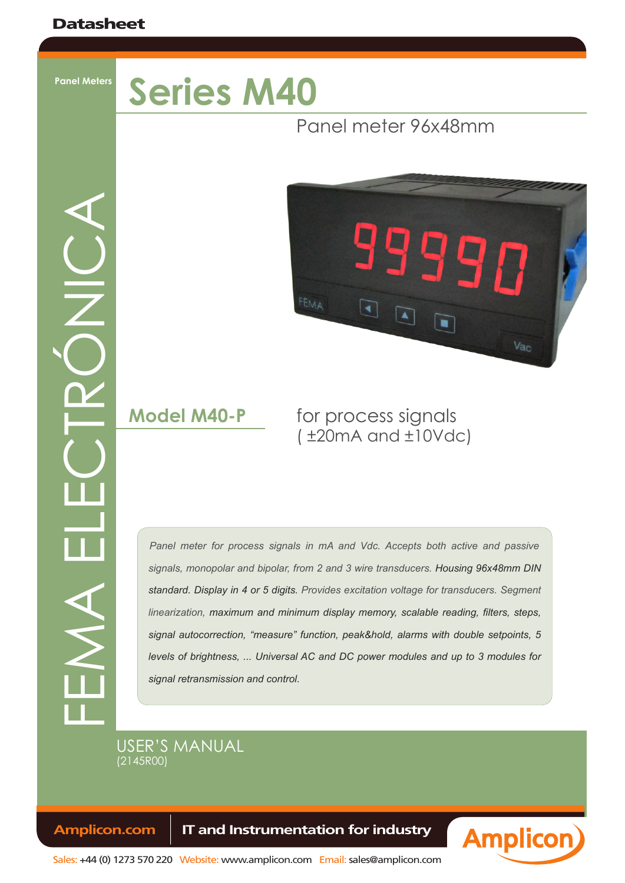Datasheet

Panel Meters

# Series M40

Panel meter 96x48mm

FEMA ELECTRÓNICA

## Model M40-P

for process signals
( ±20mA and ±10Vdc)

*Panel meter for process signals in mA and Vdc. Accepts both active and passive signals, monopolar and bipolar, from 2 and 3 wire transducers. Housing 96x48mm DIN standard. Display in 4 or 5 digits. Provides excitation voltage for transducers. Segment linearization, maximum and minimum display memory, scalable reading, filters, steps, signal autocorrection, "measure" function, peak&hold, alarms with double setpoints, 5 levels of brightness, ... Universal AC and DC power modules and up to 3 modules for signal retransmission and control.*

USER'S MANUAL
(2145R00)

Amplicon.com | IT and Instrumentation for industry

Sales: +44 (0) 1273 570 220 Website: www.amplicon.com Email: sales@amplicon.com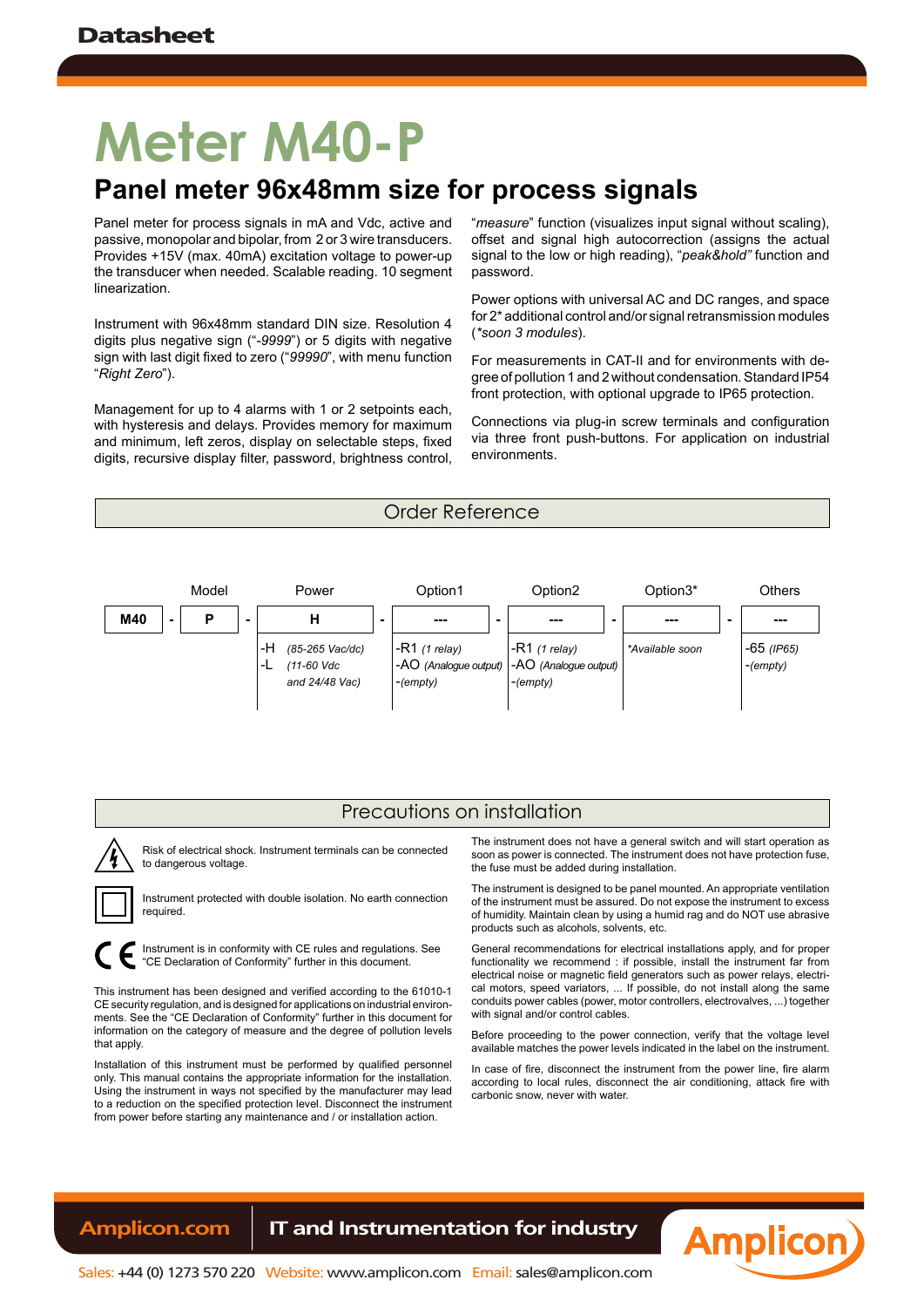# Meter M40-P

## Panel meter 96x48mm size for process signals

Panel meter for process signals in mA and Vdc, active and passive, monopolar and bipolar, from 2 or 3 wire transducers. Provides +15V (max. 40mA) excitation voltage to power-up the transducer when needed. Scalable reading. 10 segment linearization.

Instrument with 96x48mm standard DIN size. Resolution 4 digits plus negative sign ("*-9999*") or 5 digits with negative sign with last digit fixed to zero ("*99990*", with menu function "*Right Zero*").

Management for up to 4 alarms with 1 or 2 setpoints each, with hysteresis and delays. Provides memory for maximum and minimum, left zeros, display on selectable steps, fixed digits, recursive display filter, password, brightness control, "*measure*" function (visualizes input signal without scaling), offset and signal high autocorrection (assigns the actual signal to the low or high reading), "*peak&hold*" function and password.

Power options with universal AC and DC ranges, and space for 2* additional control and/or signal retransmission modules (*soon 3 modules*).

For measurements in CAT-II and for environments with degree of pollution 1 and 2 without condensation. Standard IP54 front protection, with optional upgrade to IP65 protection.

Connections via plug-in screw terminals and configuration via three front push-buttons. For application on industrial environments.

## Order Reference

| | Model | Power | Option1 | Option2 | Option3* | Others |
|---|---|---|---|---|---|---|
| M40 | - P | - H | - --- | - --- | - --- | - --- |
| | | -H *(85-265 Vac/dc)*<br>-L *(11-60 Vdc and 24/48 Vac)* | -R1 *(1 relay)*<br>-AO *(Analogue output)*<br>-*(empty)* | -R1 *(1 relay)*<br>-AO *(Analogue output)*<br>-*(empty)* | *\*Available soon* | -65 *(IP65)*<br>-*(empty)* |

## Precautions on installation

Risk of electrical shock. Instrument terminals can be connected to dangerous voltage.

Instrument protected with double isolation. No earth connection required.

Instrument is in conformity with CE rules and regulations. See "CE Declaration of Conformity" further in this document.

This instrument has been designed and verified according to the 61010-1 CE security regulation, and is designed for applications on industrial environments. See the "CE Declaration of Conformity" further in this document for information on the category of measure and the degree of pollution levels that apply.

Installation of this instrument must be performed by qualified personnel only. This manual contains the appropriate information for the installation. Using the instrument in ways not specified by the manufacturer may lead to a reduction on the specified protection level. Disconnect the instrument from power before starting any maintenance and / or installation action.

The instrument does not have a general switch and will start operation as soon as power is connected. The instrument does not have protection fuse, the fuse must be added during installation.

The instrument is designed to be panel mounted. An appropriate ventilation of the instrument must be assured. Do not expose the instrument to excess of humidity. Maintain clean by using a humid rag and do NOT use abrasive products such as alcohols, solvents, etc.

General recommendations for electrical installations apply, and for proper functionality we recommend : if possible, install the instrument far from electrical noise or magnetic field generators such as power relays, electrical motors, speed variators, ... If possible, do not install along the same conduits power cables (power, motor controllers, electrovalves, ...) together with signal and/or control cables.

Before proceeding to the power connection, verify that the voltage level available matches the power levels indicated in the label on the instrument.

In case of fire, disconnect the instrument from the power line, fire alarm according to local rules, disconnect the air conditioning, attack fire with carbonic snow, never with water.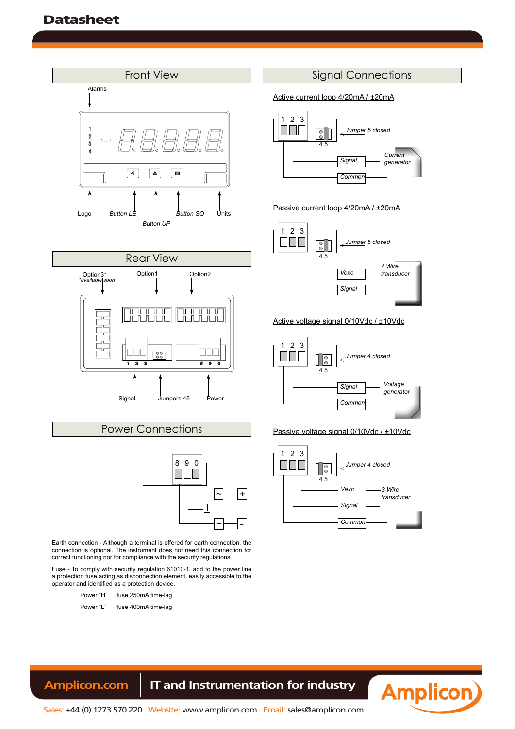## Front View

Alarms

Logo — Button LE — Button UP — Button SQ — Units

## Rear View

Option3* *available soon — Option1 — Option2

Signal — Jumpers 45 — Power

## Power Connections

Earth connection - Although a terminal is offered for earth connection, the connection is optional. The instrument does not need this connection for correct functioning nor for compliance with the security regulations.

Fuse - To comply with security regulation 61010-1, add to the power line a protection fuse acting as disconnection element, easily accessible to the operator and identified as a protection device.

| | |
|---|---|
| Power "H" | fuse 250mA time-lag |
| Power "L" | fuse 400mA time-lag |

## Signal Connections

### Active current loop 4/20mA / ±20mA

Jumper 5 closed — Signal, Common — Current generator

### Passive current loop 4/20mA / ±20mA

Jumper 5 closed — Vexc, Signal — 2 Wire transducer

### Active voltage signal 0/10Vdc / ±10Vdc

Jumper 4 closed — Signal, Common — Voltage generator

### Passive voltage signal 0/10Vdc / ±10Vdc

Jumper 4 closed — Vexc, Signal, Common — 3 Wire transducer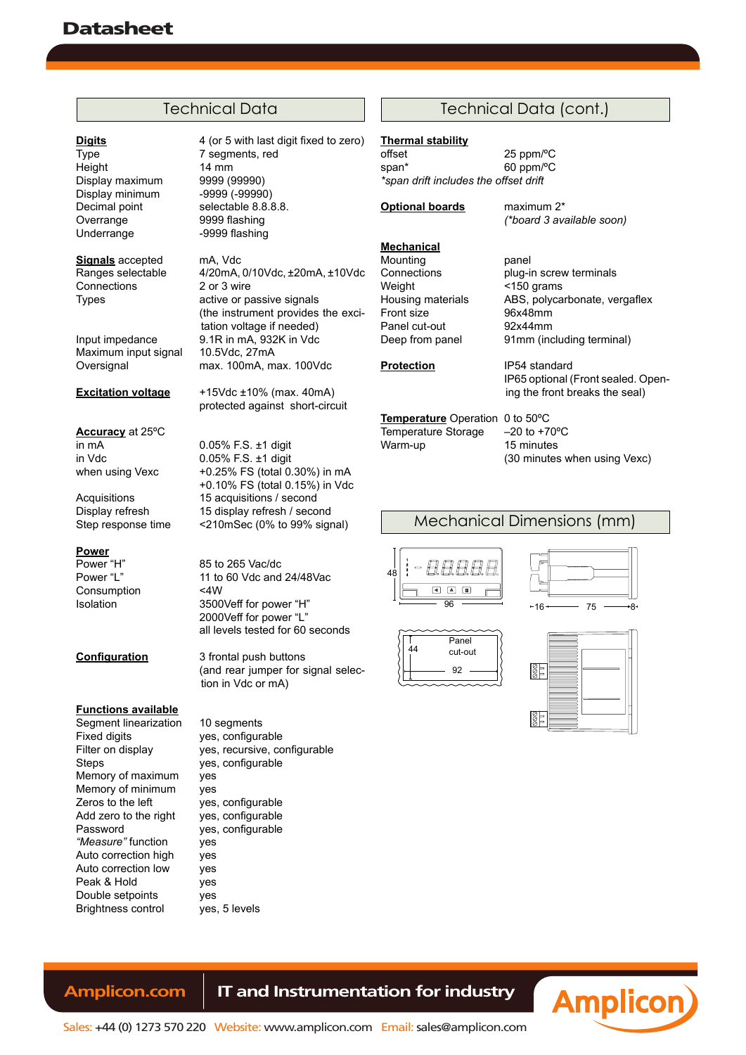## Technical Data

**Digits** — 4 (or 5 with last digit fixed to zero)

| | |
|---|---|
| Type | 7 segments, red |
| Height | 14 mm |
| Display maximum | 9999 (99990) |
| Display minimum | -9999 (-99990) |
| Decimal point | selectable 8.8.8.8. |
| Overrange | 9999 flashing |
| Underrange | -9999 flashing |

**Signals** accepted — mA, Vdc

| | |
|---|---|
| Ranges selectable | 4/20mA, 0/10Vdc, ±20mA, ±10Vdc |
| Connections | 2 or 3 wire |
| Types | active or passive signals (the instrument provides the excitation voltage if needed) |
| Input impedance | 9.1R in mA, 932K in Vdc |
| Maximum input signal | 10.5Vdc, 27mA |
| Oversignal | max. 100mA, max. 100Vdc |

**Excitation voltage** — +15Vdc ±10% (max. 40mA) protected against short-circuit

**Accuracy** at 25ºC

| | |
|---|---|
| in mA | 0.05% F.S. ±1 digit |
| in Vdc | 0.05% F.S. ±1 digit |
| when using Vexc | +0.25% FS (total 0.30%) in mA<br>+0.10% FS (total 0.15%) in Vdc |
| Acquisitions | 15 acquisitions / second |
| Display refresh | 15 display refresh / second |
| Step response time | <210mSec (0% to 99% signal) |

**Power**

| | |
|---|---|
| Power "H" | 85 to 265 Vac/dc |
| Power "L" | 11 to 60 Vdc and 24/48Vac |
| Consumption | <4W |
| Isolation | 3500Veff for power "H"<br>2000Veff for power "L"<br>all levels tested for 60 seconds |

**Configuration** — 3 frontal push buttons (and rear jumper for signal selection in Vdc or mA)

**Functions available**

| | |
|---|---|
| Segment linearization | 10 segments |
| Fixed digits | yes, configurable |
| Filter on display | yes, recursive, configurable |
| Steps | yes, configurable |
| Memory of maximum | yes |
| Memory of minimum | yes |
| Zeros to the left | yes, configurable |
| Add zero to the right | yes, configurable |
| Password | yes, configurable |
| *"Measure"* function | yes |
| Auto correction high | yes |
| Auto correction low | yes |
| Peak & Hold | yes |
| Double setpoints | yes |
| Brightness control | yes, 5 levels |

## Technical Data (cont.)

**Thermal stability**

| | |
|---|---|
| offset | 25 ppm/ºC |
| span* | 60 ppm/ºC |

*\*span drift includes the offset drift*

**Optional boards** — maximum 2* (*\*board 3 available soon*)

**Mechanical**

| | |
|---|---|
| Mounting | panel |
| Connections | plug-in screw terminals |
| Weight | <150 grams |
| Housing materials | ABS, polycarbonate, vergaflex |
| Front size | 96x48mm |
| Panel cut-out | 92x44mm |
| Deep from panel | 91mm (including terminal) |

**Protection** — IP54 standard; IP65 optional (Front sealed. Opening the front breaks the seal)

**Temperature** Operation — 0 to 50ºC

| | |
|---|---|
| Temperature Storage | –20 to +70ºC |
| Warm-up | 15 minutes (30 minutes when using Vexc) |

## Mechanical Dimensions (mm)

48 | 96 | 16 | 75 | 8

Panel cut-out: 44 | 92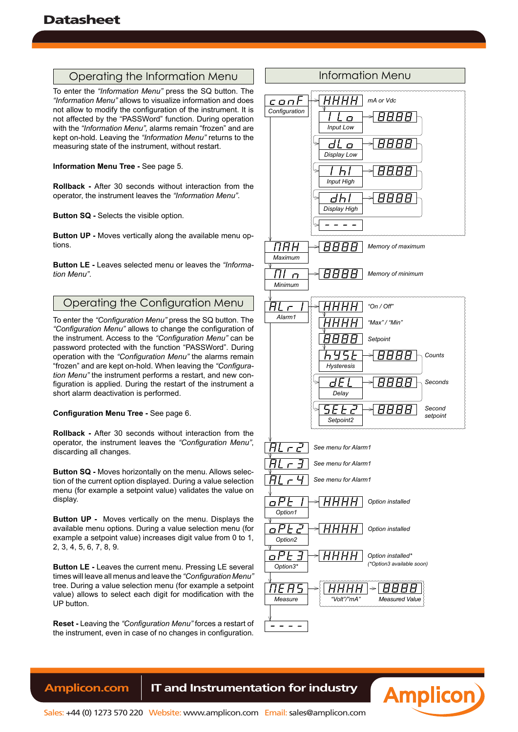## Operating the Information Menu

To enter the *"Information Menu"* press the SQ button. The *"Information Menu"* allows to visualize information and does not allow to modify the configuration of the instrument. It is not affected by the "PASSWord" function. During operation with the *"Information Menu",* alarms remain "frozen" and are kept on-hold. Leaving the *"Information Menu"* returns to the measuring state of the instrument, without restart.

**Information Menu Tree -** See page 5.

**Rollback -** After 30 seconds without interaction from the operator, the instrument leaves the *"Information Menu"*.

**Button SQ -** Selects the visible option.

**Button UP -** Moves vertically along the available menu options.

**Button LE -** Leaves selected menu or leaves the *"Information Menu"*.

## Operating the Configuration Menu

To enter the *"Configuration Menu"* press the SQ button. The *"Configuration Menu"* allows to change the configuration of the instrument. Access to the *"Configuration Menu"* can be password protected with the function "PASSWord". During operation with the *"Configuration Menu"* the alarms remain "frozen" and are kept on-hold. When leaving the *"Configuration Menu"* the instrument performs a restart, and new configuration is applied. During the restart of the instrument a short alarm deactivation is performed.

**Configuration Menu Tree -** See page 6.

**Rollback -** After 30 seconds without interaction from the operator, the instrument leaves the *"Configuration Menu"*, discarding all changes.

**Button SQ -** Moves horizontally on the menu. Allows selection of the current option displayed. During a value selection menu (for example a setpoint value) validates the value on display.

**Button UP -** Moves vertically on the menu. Displays the available menu options. During a value selection menu (for example a setpoint value) increases digit value from 0 to 1, 2, 3, 4, 5, 6, 7, 8, 9.

**Button LE -** Leaves the current menu. Pressing LE several times will leave all menus and leave the *"Configuration Menu"* tree. During a value selection menu (for example a setpoint value) allows to select each digit for modification with the UP button.

**Reset -** Leaving the *"Configuration Menu"* forces a restart of the instrument, even in case of no changes in configuration.

## Information Menu

- **conF** (Configuration) → HHHH: *mA or Vdc*
  - **I Lo** (Input Low) → 88.88
  - **dLo** (Display Low) → 8888
  - **I hI** (Input High) → 88.88
  - **dhI** (Display High) → 8888
  - - - - -
- **MAH** (Maximum) → 8888: *Memory of maximum*
- **MIn** (Minimum) → 8888: *Memory of minimum*
- **ALr1** (Alarm1)
  - HHHH: *"On / Off"*
  - HHHH: *"Max" / "Min"*
  - 8888: *Setpoint*
  - **hYSt** (Hysteresis) → 8888: *Counts*
  - **dEL** (Delay) → 888.8: *Seconds*
  - **SEt2** (Setpoint2) → 8888: *Second setpoint*
- **ALr2**: *See menu for Alarm1*
- **ALr3**: *See menu for Alarm1*
- **ALr4**: *See menu for Alarm1*
- **oPt1** (Option1) → HHHH: *Option installed*
- **oPt2** (Option2) → HHHH: *Option installed*
- **oPt3** (Option3*) → HHHH: *Option installed** (*Option3 available soon)
- **MEAS** (Measure) → HHHH *"Volt"/"mA"* → 8888 *Measured Value*
- - - - -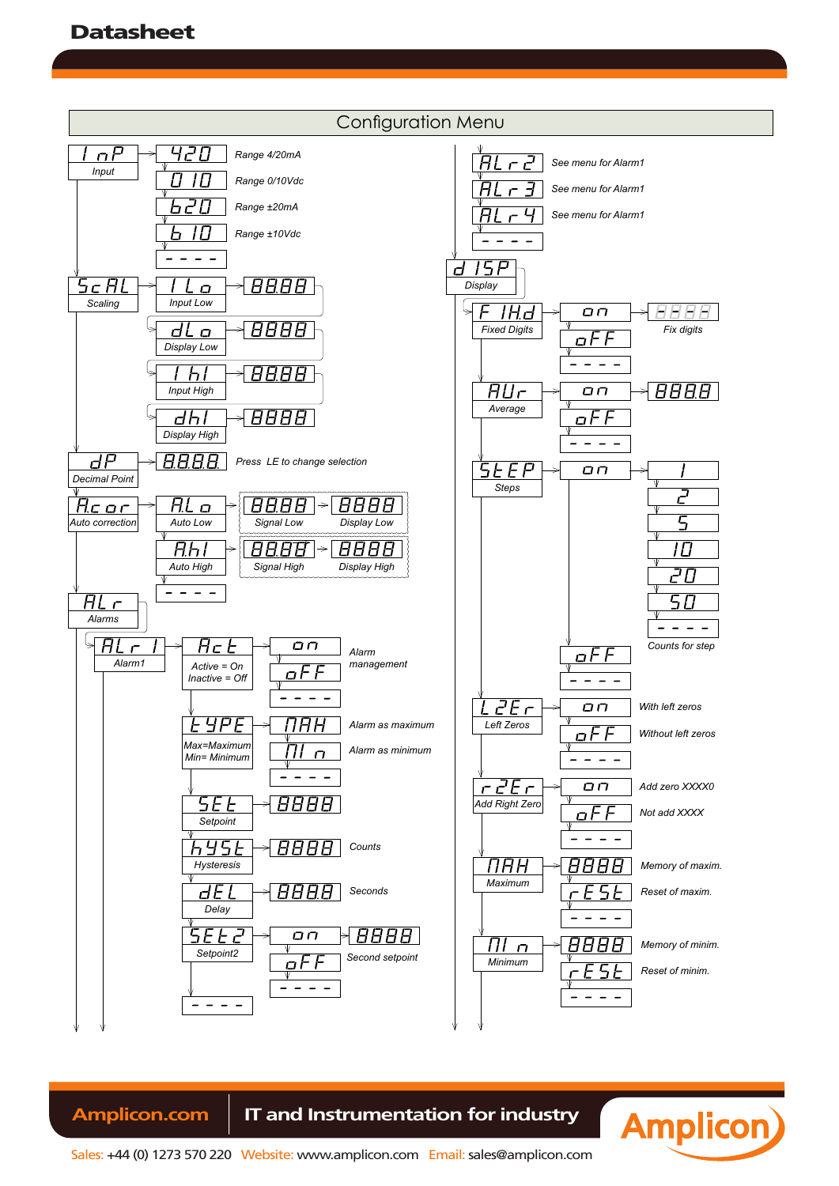## Configuration Menu

**InP** – Input
- 420 – Range 4/20mA
- 010 – Range 0/10Vdc
- b20 – Range ±20mA
- b10 – Range ±10Vdc
- ----

**ScAL** – Scaling
- ILo – Input Low → 88.88
- dLo – Display Low → 8888
- Ihi – Input High → 88.88
- dhi – Display High → 8888

**dP** – Decimal Point
- 8.8.8.8. – Press LE to change selection

**Acor** – Auto correction
- ALo – Auto Low → 88.88 (Signal Low) → 8888 (Display Low)
- Ahi – Auto High → 88.88 (Signal High) → 8888 (Display High)
- ----

**ALr** – Alarms
- **ALr1** – Alarm1
  - Act – Active = On, Inactive = Off
    - on / oFF / ---- – Alarm management
  - tYPE – Max=Maximum, Min= Minimum
    - nAH – Alarm as maximum
    - nIn – Alarm as minimum
    - ----
  - SEt – Setpoint → 8888
  - hYSt – Hysteresis → 8888 – Counts
  - dEL – Delay → 888.8 – Seconds
  - SEt2 – Setpoint2
    - on → 8888
    - oFF – Second setpoint
    - ----
  - ----
- ALr2 – See menu for Alarm1
- ALr3 – See menu for Alarm1
- ALr4 – See menu for Alarm1
- ----

**dISP** – Display
- FIHd – Fixed Digits
  - on → 8888 – Fix digits
  - oFF
  - ----
- AUr – Average
  - on → 8888
  - oFF
  - ----
- StEP – Steps
  - on → 1 / 2 / 5 / 10 / 20 / 50 / ---- – Counts for step
  - oFF
  - ----
- L2Er – Left Zeros
  - on – With left zeros
  - oFF – Without left zeros
  - ----
- r2Er – Add Right Zero
  - on – Add zero XXXX0
  - oFF – Not add XXXX
  - ----
- nAH – Maximum
  - 8888 – Memory of maxim.
  - rESt – Reset of maxim.
  - ----
- nIn – Minimum
  - 8888 – Memory of minim.
  - rESt – Reset of minim.
  - ----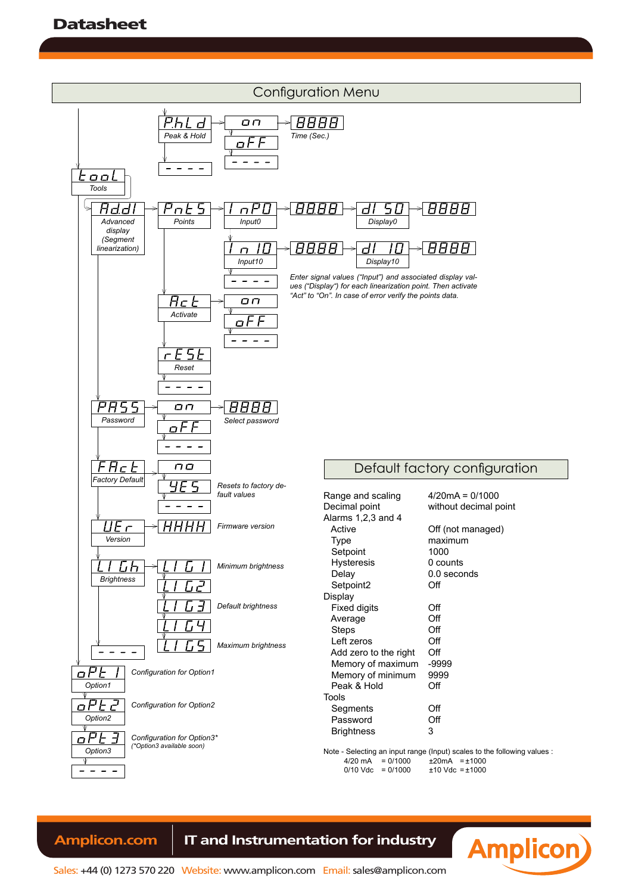## Configuration Menu

- **tool** – Tools
  - **P.hLd** – Peak & Hold
    - **on** → **8888** Time (Sec.)
    - **oFF**
    - **- - - -**
  - **- - - -**
  - **Addl** – Advanced display (Segment linearization)
    - **Pnt5** – Points
      - **InP0** – Input0 → **88.88** → **dI 50** – Display0 → **8888**
      - **In 10** – Input10 → **8888** → **dI 10** – Display10 → **8888**
      - **- - - -**

      Enter signal values ("Input") and associated display values ("Display") for each linearization point. Then activate "Act" to "On". In case of error verify the points data.
    - **Act** – Activate
      - **on**
      - **oFF**
      - **- - - -**
    - **rESt** – Reset
    - **- - - -**
  - **PASS** – Password
    - **on** → **8888** Select password
    - **oFF**
    - **- - - -**
  - **FAct** – Factory Default
    - **no**
    - **YES** – Resets to factory default values
    - **- - - -**
  - **UEr** – Version
    - **HHHH** – Firmware version
  - **LIGh** – Brightness
    - **LIG1** – Minimum brightness
    - **LIG2**
    - **LIG3** – Default brightness
    - **LIG4**
    - **LIG5** – Maximum brightness
  - **- - - -**
- **oPt 1** – Option1 – Configuration for Option1
- **oPt 2** – Option2 – Configuration for Option2
- **oPt 3** – Option3 – Configuration for Option3* (*Option3 available soon)
- **- - - -**

## Default factory configuration

| Parameter | Default |
|---|---|
| Range and scaling | 4/20mA = 0/1000 |
| Decimal point | without decimal point |
| **Alarms 1,2,3 and 4** | |
| Active | Off (not managed) |
| Type | maximum |
| Setpoint | 1000 |
| Hysteresis | 0 counts |
| Delay | 0.0 seconds |
| Setpoint2 | Off |
| **Display** | |
| Fixed digits | Off |
| Average | Off |
| Steps | Off |
| Left zeros | Off |
| Add zero to the right | Off |
| Memory of maximum | -9999 |
| Memory of minimum | 9999 |
| Peak & Hold | Off |
| **Tools** | |
| Segments | Off |
| Password | Off |
| Brightness | 3 |

Note - Selecting an input range (Input) scales to the following values :

| | | | |
|---|---|---|---|
| 4/20 mA | = 0/1000 | ±20mA | = ±1000 |
| 0/10 Vdc | = 0/1000 | ±10 Vdc | = ±1000 |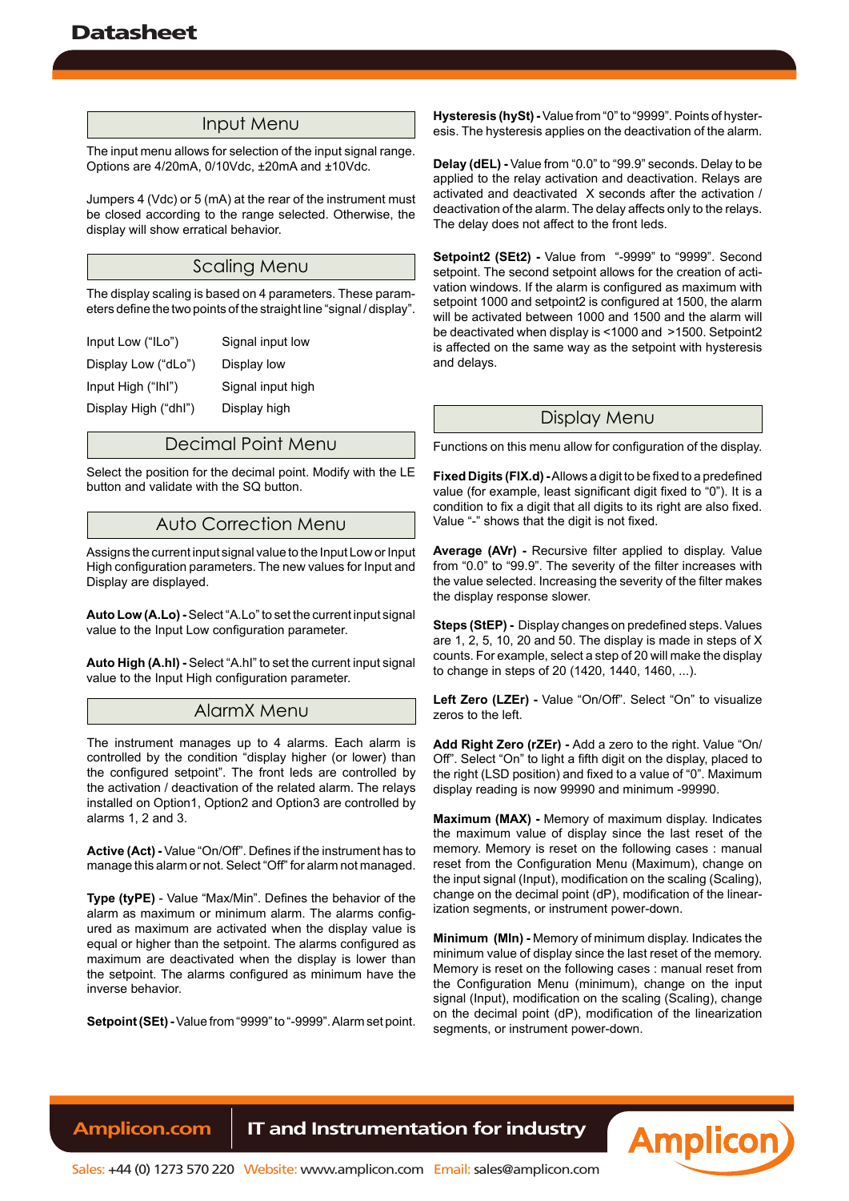## Input Menu

The input menu allows for selection of the input signal range. Options are 4/20mA, 0/10Vdc, ±20mA and ±10Vdc.

Jumpers 4 (Vdc) or 5 (mA) at the rear of the instrument must be closed according to the range selected. Otherwise, the display will show erratical behavior.

## Scaling Menu

The display scaling is based on 4 parameters. These parameters define the two points of the straight line "signal / display".

| | |
|---|---|
| Input Low ("ILo") | Signal input low |
| Display Low ("dLo") | Display low |
| Input High ("Ihl") | Signal input high |
| Display High ("dhl") | Display high |

## Decimal Point Menu

Select the position for the decimal point. Modify with the LE button and validate with the SQ button.

## Auto Correction Menu

Assigns the current input signal value to the Input Low or Input High configuration parameters. The new values for Input and Display are displayed.

**Auto Low (A.Lo) -** Select "A.Lo" to set the current input signal value to the Input Low configuration parameter.

**Auto High (A.hI) -** Select "A.hI" to set the current input signal value to the Input High configuration parameter.

## AlarmX Menu

The instrument manages up to 4 alarms. Each alarm is controlled by the condition "display higher (or lower) than the configured setpoint". The front leds are controlled by the activation / deactivation of the related alarm. The relays installed on Option1, Option2 and Option3 are controlled by alarms 1, 2 and 3.

**Active (Act) -** Value "On/Off". Defines if the instrument has to manage this alarm or not. Select "Off" for alarm not managed.

**Type (tyPE)** - Value "Max/Min". Defines the behavior of the alarm as maximum or minimum alarm. The alarms configured as maximum are activated when the display value is equal or higher than the setpoint. The alarms configured as maximum are deactivated when the display is lower than the setpoint. The alarms configured as minimum have the inverse behavior.

**Setpoint (SEt) -** Value from "9999" to "-9999". Alarm set point.

**Hysteresis (hySt) -** Value from "0" to "9999". Points of hysteresis. The hysteresis applies on the deactivation of the alarm.

**Delay (dEL) -** Value from "0.0" to "99.9" seconds. Delay to be applied to the relay activation and deactivation. Relays are activated and deactivated X seconds after the activation / deactivation of the alarm. The delay affects only to the relays. The delay does not affect to the front leds.

**Setpoint2 (SEt2) -** Value from "-9999" to "9999". Second setpoint. The second setpoint allows for the creation of activation windows. If the alarm is configured as maximum with setpoint 1000 and setpoint2 is configured at 1500, the alarm will be activated between 1000 and 1500 and the alarm will be deactivated when display is <1000 and >1500. Setpoint2 is affected on the same way as the setpoint with hysteresis and delays.

## Display Menu

Functions on this menu allow for configuration of the display.

**Fixed Digits (FIX.d) -** Allows a digit to be fixed to a predefined value (for example, least significant digit fixed to "0"). It is a condition to fix a digit that all digits to its right are also fixed. Value "-" shows that the digit is not fixed.

**Average (AVr) -** Recursive filter applied to display. Value from "0.0" to "99.9". The severity of the filter increases with the value selected. Increasing the severity of the filter makes the display response slower.

**Steps (StEP) -** Display changes on predefined steps. Values are 1, 2, 5, 10, 20 and 50. The display is made in steps of X counts. For example, select a step of 20 will make the display to change in steps of 20 (1420, 1440, 1460, ...).

**Left Zero (LZEr) -** Value "On/Off". Select "On" to visualize zeros to the left.

**Add Right Zero (rZEr) -** Add a zero to the right. Value "On/Off". Select "On" to light a fifth digit on the display, placed to the right (LSD position) and fixed to a value of "0". Maximum display reading is now 99990 and minimum -99990.

**Maximum (MAX) -** Memory of maximum display. Indicates the maximum value of display since the last reset of the memory. Memory is reset on the following cases : manual reset from the Configuration Menu (Maximum), change on the input signal (Input), modification on the scaling (Scaling), change on the decimal point (dP), modification of the linearization segments, or instrument power-down.

**Minimum (MIn) -** Memory of minimum display. Indicates the minimum value of display since the last reset of the memory. Memory is reset on the following cases : manual reset from the Configuration Menu (minimum), change on the input signal (Input), modification on the scaling (Scaling), change on the decimal point (dP), modification of the linearization segments, or instrument power-down.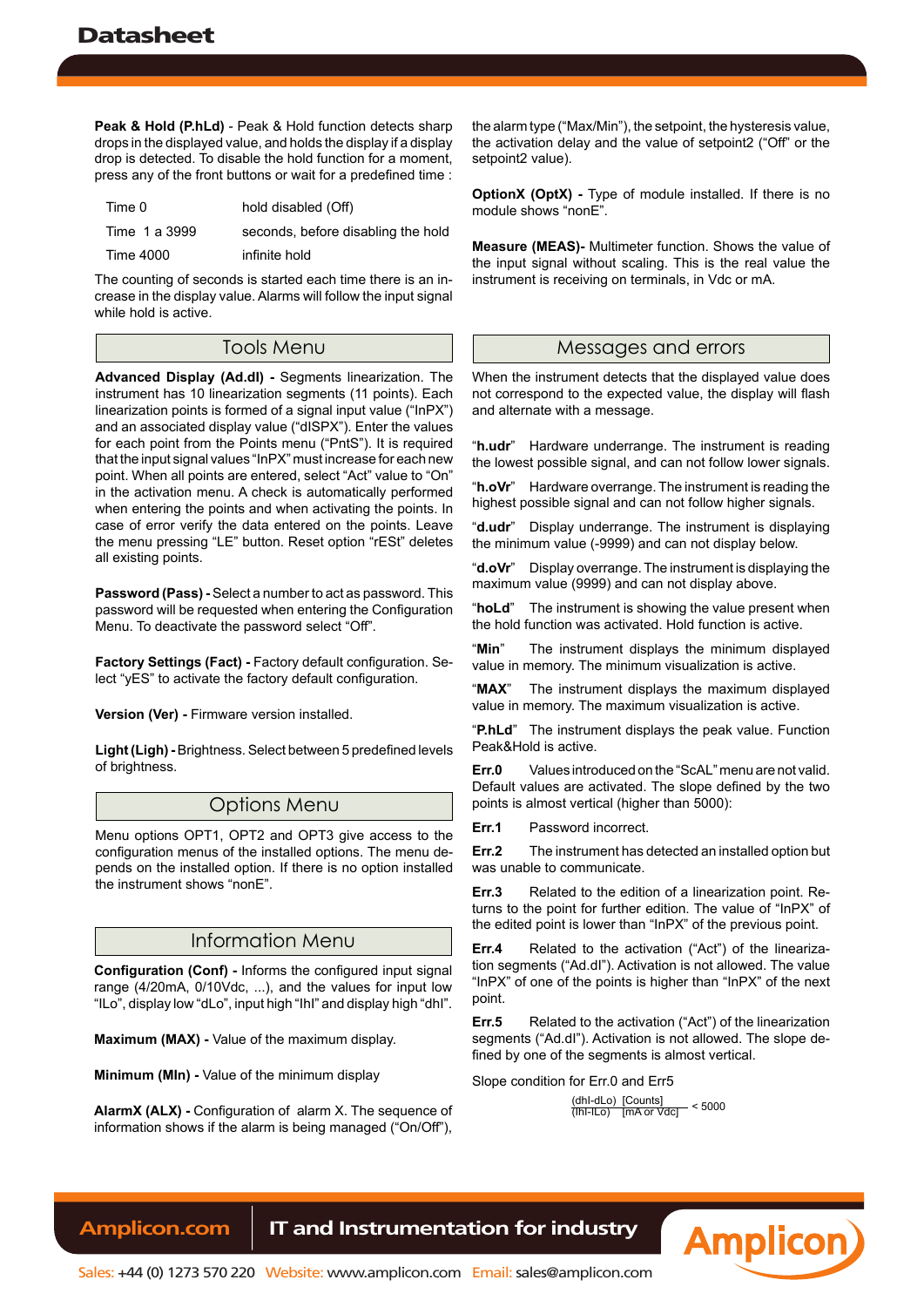**Peak & Hold (P.hLd)** - Peak & Hold function detects sharp drops in the displayed value, and holds the display if a display drop is detected. To disable the hold function for a moment, press any of the front buttons or wait for a predefined time :

| | |
|---|---|
| Time 0 | hold disabled (Off) |
| Time 1 a 3999 | seconds, before disabling the hold |
| Time 4000 | infinite hold |

The counting of seconds is started each time there is an increase in the display value. Alarms will follow the input signal while hold is active.

## Tools Menu

**Advanced Display (Ad.dl) -** Segments linearization. The instrument has 10 linearization segments (11 points). Each linearization points is formed of a signal input value ("InPX") and an associated display value ("dISPX"). Enter the values for each point from the Points menu ("PntS"). It is required that the input signal values "InPX" must increase for each new point. When all points are entered, select "Act" value to "On" in the activation menu. A check is automatically performed when entering the points and when activating the points. In case of error verify the data entered on the points. Leave the menu pressing "LE" button. Reset option "rESt" deletes all existing points.

**Password (Pass) -** Select a number to act as password. This password will be requested when entering the Configuration Menu. To deactivate the password select "Off".

**Factory Settings (Fact) -** Factory default configuration. Select "yES" to activate the factory default configuration.

**Version (Ver) -** Firmware version installed.

**Light (Ligh) -** Brightness. Select between 5 predefined levels of brightness.

## Options Menu

Menu options OPT1, OPT2 and OPT3 give access to the configuration menus of the installed options. The menu depends on the installed option. If there is no option installed the instrument shows "nonE".

## Information Menu

**Configuration (Conf) -** Informs the configured input signal range (4/20mA, 0/10Vdc, ...), and the values for input low "ILo", display low "dLo", input high "Ihl" and display high "dhl".

**Maximum (MAX) -** Value of the maximum display.

**Minimum (MIn) -** Value of the minimum display

**AlarmX (ALX) -** Configuration of alarm X. The sequence of information shows if the alarm is being managed ("On/Off"), the alarm type ("Max/Min"), the setpoint, the hysteresis value, the activation delay and the value of setpoint2 ("Off" or the setpoint2 value).

**OptionX (OptX) -** Type of module installed. If there is no module shows "nonE".

**Measure (MEAS)-** Multimeter function. Shows the value of the input signal without scaling. This is the real value the instrument is receiving on terminals, in Vdc or mA.

## Messages and errors

When the instrument detects that the displayed value does not correspond to the expected value, the display will flash and alternate with a message.

"**h.udr**" Hardware underrange. The instrument is reading the lowest possible signal, and can not follow lower signals.

"**h.oVr**" Hardware overrange. The instrument is reading the highest possible signal and can not follow higher signals.

"**d.udr**" Display underrange. The instrument is displaying the minimum value (-9999) and can not display below.

"**d.oVr**" Display overrange. The instrument is displaying the maximum value (9999) and can not display above.

"**hoLd**" The instrument is showing the value present when the hold function was activated. Hold function is active.

"**Min**" The instrument displays the minimum displayed value in memory. The minimum visualization is active.

"**MAX**" The instrument displays the maximum displayed value in memory. The maximum visualization is active.

"**P.hLd**" The instrument displays the peak value. Function Peak&Hold is active.

**Err.0** Values introduced on the "ScAL" menu are not valid. Default values are activated. The slope defined by the two points is almost vertical (higher than 5000):

**Err.1** Password incorrect.

**Err.2** The instrument has detected an installed option but was unable to communicate.

**Err.3** Related to the edition of a linearization point. Returns to the point for further edition. The value of "InPX" of the edited point is lower than "InPX" of the previous point.

**Err.4** Related to the activation ("Act") of the linearization segments ("Ad.dl"). Activation is not allowed. The value "InPX" of one of the points is higher than "InPX" of the next point.

**Err.5** Related to the activation ("Act") of the linearization segments ("Ad.dl"). Activation is not allowed. The slope defined by one of the segments is almost vertical.

Slope condition for Err.0 and Err5

$$\frac{(\text{dhl-dLo})\ [\text{Counts}]}{(\text{Ihl-ILo})\ [\text{mA or Vdc}]} < 5000$$

Amplicon.com | IT and Instrumentation for industry

Sales: +44 (0) 1273 570 220 Website: www.amplicon.com Email: sales@amplicon.com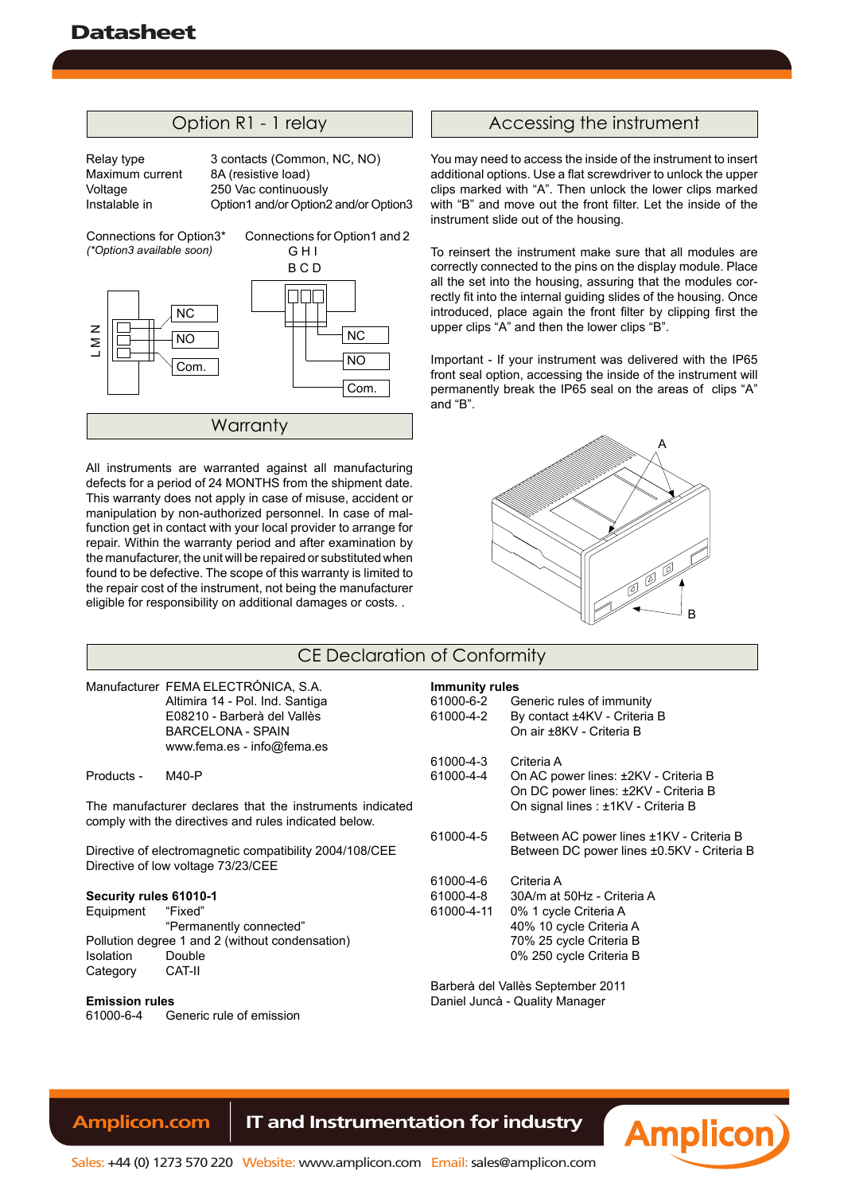## Option R1 - 1 relay

| | |
|---|---|
| Relay type | 3 contacts (Common, NC, NO) |
| Maximum current | 8A (resistive load) |
| Voltage | 250 Vac continuously |
| Instalable in | Option1 and/or Option2 and/or Option3 |

Connections for Option3*
*(*Option3 available soon)*

L M N
NC
NO
Com.

Connections for Option1 and 2
G H I
B C D
NC
NO
Com.

## Warranty

All instruments are warranted against all manufacturing defects for a period of 24 MONTHS from the shipment date. This warranty does not apply in case of misuse, accident or manipulation by non-authorized personnel. In case of malfunction get in contact with your local provider to arrange for repair. Within the warranty period and after examination by the manufacturer, the unit will be repaired or substituted when found to be defective. The scope of this warranty is limited to the repair cost of the instrument, not being the manufacturer eligible for responsibility on additional damages or costs. .

## Accessing the instrument

You may need to access the inside of the instrument to insert additional options. Use a flat screwdriver to unlock the upper clips marked with "A". Then unlock the lower clips marked with "B" and move out the front filter. Let the inside of the instrument slide out of the housing.

To reinsert the instrument make sure that all modules are correctly connected to the pins on the display module. Place all the set into the housing, assuring that the modules correctly fit into the internal guiding slides of the housing. Once introduced, place again the front filter by clipping first the upper clips "A" and then the lower clips "B".

Important - If your instrument was delivered with the IP65 front seal option, accessing the inside of the instrument will permanently break the IP65 seal on the areas of clips "A" and "B".

A
B

## CE Declaration of Conformity

Manufacturer FEMA ELECTRÓNICA, S.A.
Altimira 14 - Pol. Ind. Santiga
E08210 - Barberà del Vallès
BARCELONA - SPAIN
www.fema.es - info@fema.es

Products - M40-P

The manufacturer declares that the instruments indicated comply with the directives and rules indicated below.

Directive of electromagnetic compatibility 2004/108/CEE
Directive of low voltage 73/23/CEE

**Security rules 61010-1**

| | |
|---|---|
| Equipment | "Fixed" |
| | "Permanently connected" |
| Pollution degree 1 and 2 (without condensation) | |
| Isolation | Double |
| Category | CAT-II |

**Emission rules**

| | |
|---|---|
| 61000-6-4 | Generic rule of emission |

**Immunity rules**

| | |
|---|---|
| 61000-6-2 | Generic rules of immunity |
| 61000-4-2 | By contact ±4KV - Criteria B |
| | On air ±8KV - Criteria B |
| 61000-4-3 | Criteria A |
| 61000-4-4 | On AC power lines: ±2KV - Criteria B |
| | On DC power lines: ±2KV - Criteria B |
| | On signal lines : ±1KV - Criteria B |
| 61000-4-5 | Between AC power lines ±1KV - Criteria B |
| | Between DC power lines ±0.5KV - Criteria B |
| 61000-4-6 | Criteria A |
| 61000-4-8 | 30A/m at 50Hz - Criteria A |
| 61000-4-11 | 0% 1 cycle Criteria A |
| | 40% 10 cycle Criteria A |
| | 70% 25 cycle Criteria B |
| | 0% 250 cycle Criteria B |

Barberà del Vallès September 2011
Daniel Juncà - Quality Manager